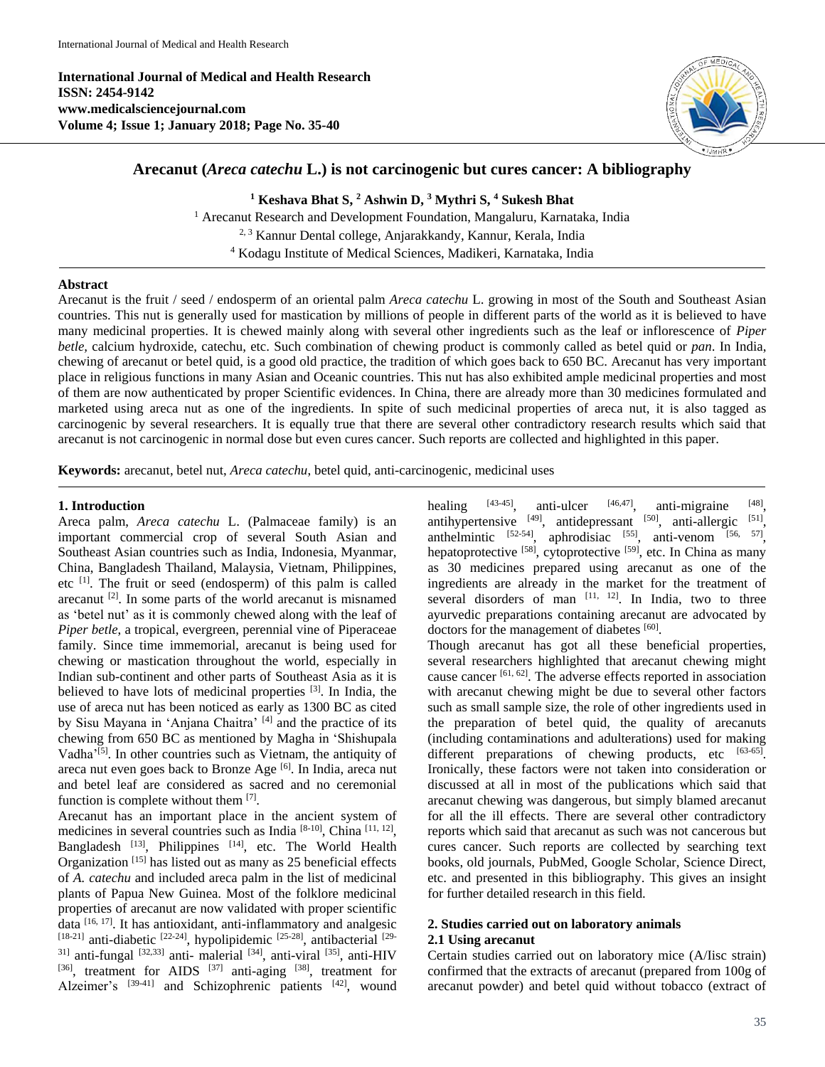**International Journal of Medical and Health Research**
**ISSN: 2454-9142**
**www.medicalsciencejournal.com**
**Volume 4; Issue 1; January 2018; Page No. 35-40**

# Arecanut (*Areca catechu* L.) is not carcinogenic but cures cancer: A bibliography

**[1] Keshava Bhat S, [2] Ashwin D, [3] Mythri S, [4] Sukesh Bhat**

[1] Arecanut Research and Development Foundation, Mangaluru, Karnataka, India
[2, 3] Kannur Dental college, Anjarakkandy, Kannur, Kerala, India
[4] Kodagu Institute of Medical Sciences, Madikeri, Karnataka, India

## Abstract

Arecanut is the fruit / seed / endosperm of an oriental palm *Areca catechu* L. growing in most of the South and Southeast Asian countries. This nut is generally used for mastication by millions of people in different parts of the world as it is believed to have many medicinal properties. It is chewed mainly along with several other ingredients such as the leaf or inflorescence of *Piper betle*, calcium hydroxide, catechu, etc. Such combination of chewing product is commonly called as betel quid or *pan*. In India, chewing of arecanut or betel quid, is a good old practice, the tradition of which goes back to 650 BC. Arecanut has very important place in religious functions in many Asian and Oceanic countries. This nut has also exhibited ample medicinal properties and most of them are now authenticated by proper Scientific evidences. In China, there are already more than 30 medicines formulated and marketed using areca nut as one of the ingredients. In spite of such medicinal properties of areca nut, it is also tagged as carcinogenic by several researchers. It is equally true that there are several other contradictory research results which said that arecanut is not carcinogenic in normal dose but even cures cancer. Such reports are collected and highlighted in this paper.

**Keywords:** arecanut, betel nut, *Areca catechu*, betel quid, anti-carcinogenic, medicinal uses

## 1. Introduction

Areca palm, *Areca catechu* L. (Palmaceae family) is an important commercial crop of several South Asian and Southeast Asian countries such as India, Indonesia, Myanmar, China, Bangladesh Thailand, Malaysia, Vietnam, Philippines, etc [1]. The fruit or seed (endosperm) of this palm is called arecanut [2]. In some parts of the world arecanut is misnamed as 'betel nut' as it is commonly chewed along with the leaf of *Piper betle*, a tropical, evergreen, perennial vine of Piperaceae family. Since time immemorial, arecanut is being used for chewing or mastication throughout the world, especially in Indian sub-continent and other parts of Southeast Asia as it is believed to have lots of medicinal properties [3]. In India, the use of areca nut has been noticed as early as 1300 BC as cited by Sisu Mayana in 'Anjana Chaitra' [4] and the practice of its chewing from 650 BC as mentioned by Magha in 'Shishupala Vadha'[5]. In other countries such as Vietnam, the antiquity of areca nut even goes back to Bronze Age [6]. In India, areca nut and betel leaf are considered as sacred and no ceremonial function is complete without them [7].

Arecanut has an important place in the ancient system of medicines in several countries such as India [8-10], China [11, 12], Bangladesh [13], Philippines [14], etc. The World Health Organization [15] has listed out as many as 25 beneficial effects of *A. catechu* and included areca palm in the list of medicinal plants of Papua New Guinea. Most of the folklore medicinal properties of arecanut are now validated with proper scientific data [16, 17]. It has antioxidant, anti-inflammatory and analgesic [18-21] anti-diabetic [22-24], hypolipidemic [25-28], antibacterial [29-31] anti-fungal [32,33] anti- malerial [34], anti-viral [35], anti-HIV [36], treatment for AIDS [37] anti-aging [38], treatment for Alzeimer's [39-41] and Schizophrenic patients [42], wound healing [43-45], anti-ulcer [46,47], anti-migraine [48], antihypertensive [49], antidepressant [50], anti-allergic [51], anthelmintic [52-54], aphrodisiac [55], anti-venom [56, 57], hepatoprotective [58], cytoprotective [59], etc. In China as many as 30 medicines prepared using arecanut as one of the ingredients are already in the market for the treatment of several disorders of man [11, 12]. In India, two to three ayurvedic preparations containing arecanut are advocated by doctors for the management of diabetes [60].

Though arecanut has got all these beneficial properties, several researchers highlighted that arecanut chewing might cause cancer [61, 62]. The adverse effects reported in association with arecanut chewing might be due to several other factors such as small sample size, the role of other ingredients used in the preparation of betel quid, the quality of arecanuts (including contaminations and adulterations) used for making different preparations of chewing products, etc [63-65]. Ironically, these factors were not taken into consideration or discussed at all in most of the publications which said that arecanut chewing was dangerous, but simply blamed arecanut for all the ill effects. There are several other contradictory reports which said that arecanut as such was not cancerous but cures cancer. Such reports are collected by searching text books, old journals, PubMed, Google Scholar, Science Direct, etc. and presented in this bibliography. This gives an insight for further detailed research in this field.

## 2. Studies carried out on laboratory animals

### 2.1 Using arecanut

Certain studies carried out on laboratory mice (A/Iisc strain) confirmed that the extracts of arecanut (prepared from 100g of arecanut powder) and betel quid without tobacco (extract of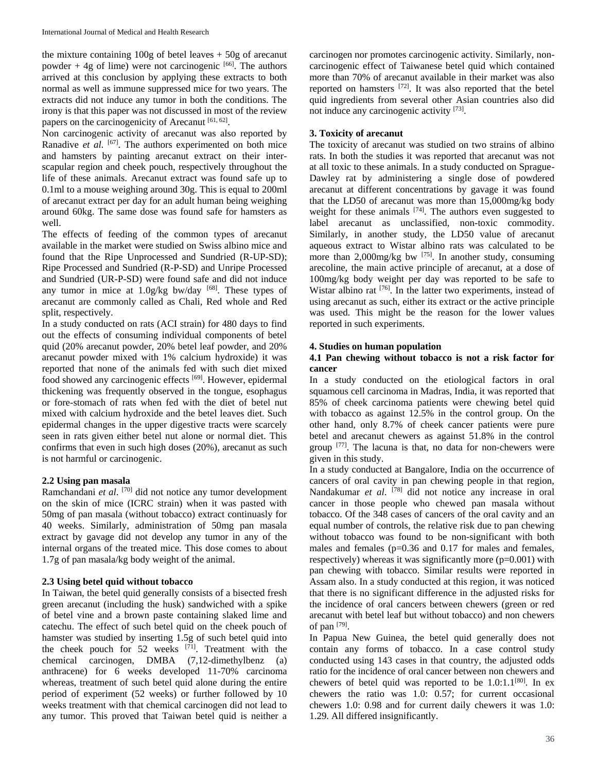the mixture containing 100g of betel leaves + 50g of arecanut powder + 4g of lime) were not carcinogenic [66]. The authors arrived at this conclusion by applying these extracts to both normal as well as immune suppressed mice for two years. The extracts did not induce any tumor in both the conditions. The irony is that this paper was not discussed in most of the review papers on the carcinogenicity of Arecanut [61, 62].

Non carcinogenic activity of arecanut was also reported by Ranadive *et al*. [67]. The authors experimented on both mice and hamsters by painting arecanut extract on their inter-scapular region and cheek pouch, respectively throughout the life of these animals. Arecanut extract was found safe up to 0.1ml to a mouse weighing around 30g. This is equal to 200ml of arecanut extract per day for an adult human being weighing around 60kg. The same dose was found safe for hamsters as well.

The effects of feeding of the common types of arecanut available in the market were studied on Swiss albino mice and found that the Ripe Unprocessed and Sundried (R-UP-SD); Ripe Processed and Sundried (R-P-SD) and Unripe Processed and Sundried (UR-P-SD) were found safe and did not induce any tumor in mice at 1.0g/kg bw/day [68]. These types of arecanut are commonly called as Chali, Red whole and Red split, respectively.

In a study conducted on rats (ACI strain) for 480 days to find out the effects of consuming individual components of betel quid (20% arecanut powder, 20% betel leaf powder, and 20% arecanut powder mixed with 1% calcium hydroxide) it was reported that none of the animals fed with such diet mixed food showed any carcinogenic effects [69]. However, epidermal thickening was frequently observed in the tongue, esophagus or fore-stomach of rats when fed with the diet of betel nut mixed with calcium hydroxide and the betel leaves diet. Such epidermal changes in the upper digestive tracts were scarcely seen in rats given either betel nut alone or normal diet. This confirms that even in such high doses (20%), arecanut as such is not harmful or carcinogenic.

### 2.2 Using pan masala

Ramchandani *et al*. [70] did not notice any tumor development on the skin of mice (ICRC strain) when it was pasted with 50mg of pan masala (without tobacco) extract continuasly for 40 weeks. Similarly, administration of 50mg pan masala extract by gavage did not develop any tumor in any of the internal organs of the treated mice. This dose comes to about 1.7g of pan masala/kg body weight of the animal.

### 2.3 Using betel quid without tobacco

In Taiwan, the betel quid generally consists of a bisected fresh green arecanut (including the husk) sandwiched with a spike of betel vine and a brown paste containing slaked lime and catechu. The effect of such betel quid on the cheek pouch of hamster was studied by inserting 1.5g of such betel quid into the cheek pouch for 52 weeks [71]. Treatment with the chemical carcinogen, DMBA (7,12-dimethylbenz (a) anthracene) for 6 weeks developed 11-70% carcinoma whereas, treatment of such betel quid alone during the entire period of experiment (52 weeks) or further followed by 10 weeks treatment with that chemical carcinogen did not lead to any tumor. This proved that Taiwan betel quid is neither a carcinogen nor promotes carcinogenic activity. Similarly, non-carcinogenic effect of Taiwanese betel quid which contained more than 70% of arecanut available in their market was also reported on hamsters [72]. It was also reported that the betel quid ingredients from several other Asian countries also did not induce any carcinogenic activity [73].

## 3. Toxicity of arecanut

The toxicity of arecanut was studied on two strains of albino rats. In both the studies it was reported that arecanut was not at all toxic to these animals. In a study conducted on Sprague-Dawley rat by administering a single dose of powdered arecanut at different concentrations by gavage it was found that the LD50 of arecanut was more than 15,000mg/kg body weight for these animals [74]. The authors even suggested to label arecanut as unclassified, non-toxic commodity. Similarly, in another study, the LD50 value of arecanut aqueous extract to Wistar albino rats was calculated to be more than 2,000mg/kg bw [75]. In another study, consuming arecoline, the main active principle of arecanut, at a dose of 100mg/kg body weight per day was reported to be safe to Wistar albino rat [76]. In the latter two experiments, instead of using arecanut as such, either its extract or the active principle was used. This might be the reason for the lower values reported in such experiments.

## 4. Studies on human population

### 4.1 Pan chewing without tobacco is not a risk factor for cancer

In a study conducted on the etiological factors in oral squamous cell carcinoma in Madras, India, it was reported that 85% of cheek carcinoma patients were chewing betel quid with tobacco as against 12.5% in the control group. On the other hand, only 8.7% of cheek cancer patients were pure betel and arecanut chewers as against 51.8% in the control group [77]. The lacuna is that, no data for non-chewers were given in this study.

In a study conducted at Bangalore, India on the occurrence of cancers of oral cavity in pan chewing people in that region, Nandakumar *et al*. [78] did not notice any increase in oral cancer in those people who chewed pan masala without tobacco. Of the 348 cases of cancers of the oral cavity and an equal number of controls, the relative risk due to pan chewing without tobacco was found to be non-significant with both males and females (p=0.36 and 0.17 for males and females, respectively) whereas it was significantly more (p=0.001) with pan chewing with tobacco. Similar results were reported in Assam also. In a study conducted at this region, it was noticed that there is no significant difference in the adjusted risks for the incidence of oral cancers between chewers (green or red arecanut with betel leaf but without tobacco) and non chewers of pan [79].

In Papua New Guinea, the betel quid generally does not contain any forms of tobacco. In a case control study conducted using 143 cases in that country, the adjusted odds ratio for the incidence of oral cancer between non chewers and chewers of betel quid was reported to be 1.0:1.1[80]. In ex chewers the ratio was 1.0: 0.57; for current occasional chewers 1.0: 0.98 and for current daily chewers it was 1.0: 1.29. All differed insignificantly.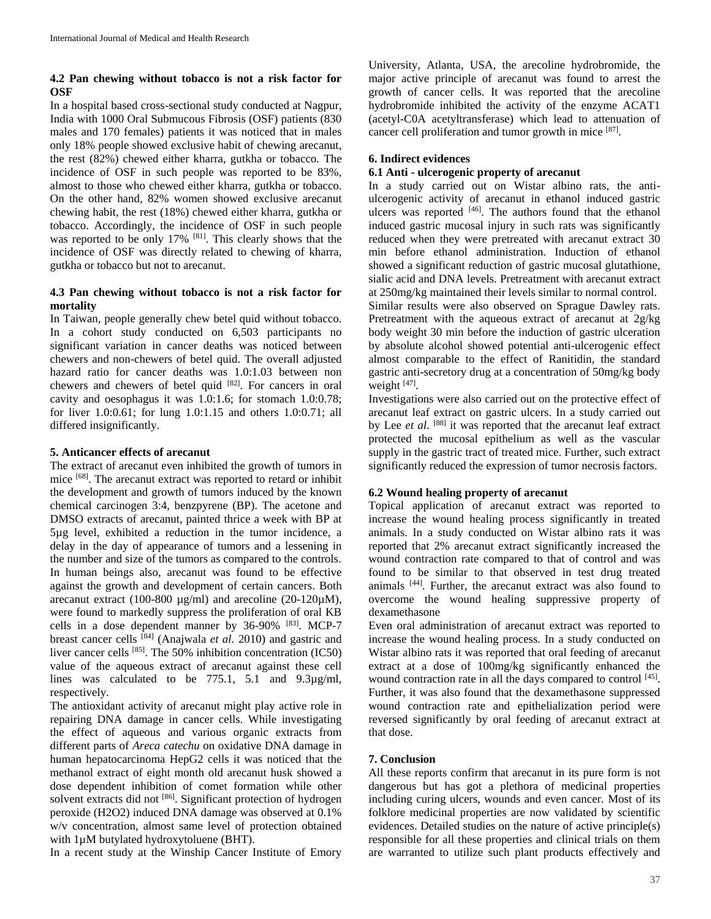### 4.2 Pan chewing without tobacco is not a risk factor for OSF

In a hospital based cross-sectional study conducted at Nagpur, India with 1000 Oral Submucous Fibrosis (OSF) patients (830 males and 170 females) patients it was noticed that in males only 18% people showed exclusive habit of chewing arecanut, the rest (82%) chewed either kharra, gutkha or tobacco. The incidence of OSF in such people was reported to be 83%, almost to those who chewed either kharra, gutkha or tobacco. On the other hand, 82% women showed exclusive arecanut chewing habit, the rest (18%) chewed either kharra, gutkha or tobacco. Accordingly, the incidence of OSF in such people was reported to be only 17% [81]. This clearly shows that the incidence of OSF was directly related to chewing of kharra, gutkha or tobacco but not to arecanut.

### 4.3 Pan chewing without tobacco is not a risk factor for mortality

In Taiwan, people generally chew betel quid without tobacco. In a cohort study conducted on 6,503 participants no significant variation in cancer deaths was noticed between chewers and non-chewers of betel quid. The overall adjusted hazard ratio for cancer deaths was 1.0:1.03 between non chewers and chewers of betel quid [82]. For cancers in oral cavity and oesophagus it was 1.0:1.6; for stomach 1.0:0.78; for liver 1.0:0.61; for lung 1.0:1.15 and others 1.0:0.71; all differed insignificantly.

## 5. Anticancer effects of arecanut

The extract of arecanut even inhibited the growth of tumors in mice [68]. The arecanut extract was reported to retard or inhibit the development and growth of tumors induced by the known chemical carcinogen 3:4, benzpyrene (BP). The acetone and DMSO extracts of arecanut, painted thrice a week with BP at 5µg level, exhibited a reduction in the tumor incidence, a delay in the day of appearance of tumors and a lessening in the number and size of the tumors as compared to the controls.

In human beings also, arecanut was found to be effective against the growth and development of certain cancers. Both arecanut extract (100-800 µg/ml) and arecoline (20-120µM), were found to markedly suppress the proliferation of oral KB cells in a dose dependent manner by 36-90% [83]. MCP-7 breast cancer cells [84] (Anajwala *et al*. 2010) and gastric and liver cancer cells [85]. The 50% inhibition concentration (IC50) value of the aqueous extract of arecanut against these cell lines was calculated to be 775.1, 5.1 and 9.3µg/ml, respectively.

The antioxidant activity of arecanut might play active role in repairing DNA damage in cancer cells. While investigating the effect of aqueous and various organic extracts from different parts of *Areca catechu* on oxidative DNA damage in human hepatocarcinoma HepG2 cells it was noticed that the methanol extract of eight month old arecanut husk showed a dose dependent inhibition of comet formation while other solvent extracts did not [86]. Significant protection of hydrogen peroxide ($H_2O_2$) induced DNA damage was observed at 0.1% w/v concentration, almost same level of protection obtained with 1µM butylated hydroxytoluene (BHT).

In a recent study at the Winship Cancer Institute of Emory University, Atlanta, USA, the arecoline hydrobromide, the major active principle of arecanut was found to arrest the growth of cancer cells. It was reported that the arecoline hydrobromide inhibited the activity of the enzyme ACAT1 (acetyl-C0A acetyltransferase) which lead to attenuation of cancer cell proliferation and tumor growth in mice [87].

## 6. Indirect evidences

### 6.1 Anti - ulcerogenic property of arecanut

In a study carried out on Wistar albino rats, the anti-ulcerogenic activity of arecanut in ethanol induced gastric ulcers was reported [46]. The authors found that the ethanol induced gastric mucosal injury in such rats was significantly reduced when they were pretreated with arecanut extract 30 min before ethanol administration. Induction of ethanol showed a significant reduction of gastric mucosal glutathione, sialic acid and DNA levels. Pretreatment with arecanut extract at 250mg/kg maintained their levels similar to normal control.

Similar results were also observed on Sprague Dawley rats. Pretreatment with the aqueous extract of arecanut at 2g/kg body weight 30 min before the induction of gastric ulceration by absolute alcohol showed potential anti-ulcerogenic effect almost comparable to the effect of Ranitidin, the standard gastric anti-secretory drug at a concentration of 50mg/kg body weight [47].

Investigations were also carried out on the protective effect of arecanut leaf extract on gastric ulcers. In a study carried out by Lee *et al*. [88] it was reported that the arecanut leaf extract protected the mucosal epithelium as well as the vascular supply in the gastric tract of treated mice. Further, such extract significantly reduced the expression of tumor necrosis factors.

### 6.2 Wound healing property of arecanut

Topical application of arecanut extract was reported to increase the wound healing process significantly in treated animals. In a study conducted on Wistar albino rats it was reported that 2% arecanut extract significantly increased the wound contraction rate compared to that of control and was found to be similar to that observed in test drug treated animals [44]. Further, the arecanut extract was also found to overcome the wound healing suppressive property of dexamethasone

Even oral administration of arecanut extract was reported to increase the wound healing process. In a study conducted on Wistar albino rats it was reported that oral feeding of arecanut extract at a dose of 100mg/kg significantly enhanced the wound contraction rate in all the days compared to control [45]. Further, it was also found that the dexamethasone suppressed wound contraction rate and epithelialization period were reversed significantly by oral feeding of arecanut extract at that dose.

## 7. Conclusion

All these reports confirm that arecanut in its pure form is not dangerous but has got a plethora of medicinal properties including curing ulcers, wounds and even cancer. Most of its folklore medicinal properties are now validated by scientific evidences. Detailed studies on the nature of active principle(s) responsible for all these properties and clinical trials on them are warranted to utilize such plant products effectively and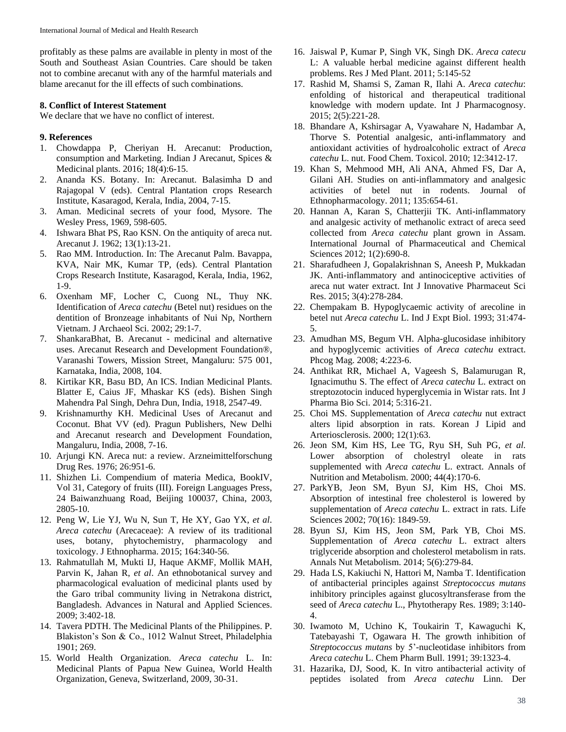profitably as these palms are available in plenty in most of the South and Southeast Asian Countries. Care should be taken not to combine arecanut with any of the harmful materials and blame arecanut for the ill effects of such combinations.

### 8. Conflict of Interest Statement

We declare that we have no conflict of interest.

### 9. References

1. Chowdappa P, Cheriyan H. Arecanut: Production, consumption and Marketing. Indian J Arecanut, Spices & Medicinal plants. 2016; 18(4):6-15.
2. Ananda KS. Botany. In: Arecanut. Balasimha D and Rajagopal V (eds). Central Plantation crops Research Institute, Kasaragod, Kerala, India, 2004, 7-15.
3. Aman. Medicinal secrets of your food, Mysore. The Wesley Press, 1969, 598-605.
4. Ishwara Bhat PS, Rao KSN. On the antiquity of areca nut. Arecanut J. 1962; 13(1):13-21.
5. Rao MM. Introduction. In: The Arecanut Palm. Bavappa, KVA, Nair MK, Kumar TP, (eds). Central Plantation Crops Research Institute, Kasaragod, Kerala, India, 1962, 1-9.
6. Oxenham MF, Locher C, Cuong NL, Thuy NK. Identification of *Areca catechu* (Betel nut) residues on the dentition of Bronzeage inhabitants of Nui Np, Northern Vietnam. J Archaeol Sci. 2002; 29:1-7.
7. ShankaraBhat, B. Arecanut - medicinal and alternative uses. Arecanut Research and Development Foundation®, Varanashi Towers, Mission Street, Mangaluru: 575 001, Karnataka, India, 2008, 104.
8. Kirtikar KR, Basu BD, An ICS. Indian Medicinal Plants. Blatter E, Caius JF, Mhaskar KS (eds). Bishen Singh Mahendra Pal Singh, Dehra Dun, India, 1918, 2547-49.
9. Krishnamurthy KH. Medicinal Uses of Arecanut and Coconut. Bhat VV (ed). Pragun Publishers, New Delhi and Arecanut research and Development Foundation, Mangaluru, India, 2008, 7-16.
10. Arjungi KN. Areca nut: a review. Arzneimittelforschung Drug Res. 1976; 26:951-6.
11. Shizhen Li. Compendium of materia Medica, BookIV, Vol 31, Category of fruits (III). Foreign Languages Press, 24 Baiwanzhuang Road, Beijing 100037, China, 2003, 2805-10.
12. Peng W, Lie YJ, Wu N, Sun T, He XY, Gao YX, *et al*. *Areca catechu* (Arecaceae): A review of its traditional uses, botany, phytochemistry, pharmacology and toxicology. J Ethnopharma. 2015; 164:340-56.
13. Rahmatullah M, Mukti IJ, Haque AKMF, Mollik MAH, Parvin K, Jahan R, *et al*. An ethnobotanical survey and pharmacological evaluation of medicinal plants used by the Garo tribal community living in Netrakona district, Bangladesh. Advances in Natural and Applied Sciences. 2009; 3:402-18.
14. Tavera PDTH. The Medicinal Plants of the Philippines. P. Blakiston's Son & Co., 1012 Walnut Street, Philadelphia 1901; 269.
15. World Health Organization. *Areca catechu* L. In: Medicinal Plants of Papua New Guinea, World Health Organization, Geneva, Switzerland, 2009, 30-31.
16. Jaiswal P, Kumar P, Singh VK, Singh DK. *Areca catecu* L: A valuable herbal medicine against different health problems. Res J Med Plant. 2011; 5:145-52
17. Rashid M, Shamsi S, Zaman R, Ilahi A. *Areca catechu*: enfolding of historical and therapeutical traditional knowledge with modern update. Int J Pharmacognosy. 2015; 2(5):221-28.
18. Bhandare A, Kshirsagar A, Vyawahare N, Hadambar A, Thorve S. Potential analgesic, anti-inflammatory and antioxidant activities of hydroalcoholic extract of *Areca catechu* L. nut. Food Chem. Toxicol. 2010; 12:3412-17.
19. Khan S, Mehmood MH, Ali ANA, Ahmed FS, Dar A, Gilani AH. Studies on anti-inflammatory and analgesic activities of betel nut in rodents. Journal of Ethnopharmacology. 2011; 135:654-61.
20. Hannan A, Karan S, Chatterjii TK. Anti-inflammatory and analgesic activity of methanolic extract of areca seed collected from *Areca catechu* plant grown in Assam. International Journal of Pharmaceutical and Chemical Sciences 2012; 1(2):690-8.
21. Sharafudheen J, Gopalakrishnan S, Aneesh P, Mukkadan JK. Anti-inflammatory and antinociceptive activities of areca nut water extract. Int J Innovative Pharmaceut Sci Res. 2015; 3(4):278-284.
22. Chempakam B. Hypoglycaemic activity of arecoline in betel nut *Areca catechu* L. Ind J Expt Biol. 1993; 31:474-5.
23. Amudhan MS, Begum VH. Alpha-glucosidase inhibitory and hypoglycemic activities of *Areca catechu* extract. Phcog Mag. 2008; 4:223-6.
24. Anthikat RR, Michael A, Vageesh S, Balamurugan R, Ignacimuthu S. The effect of *Areca catechu* L. extract on streptozotocin induced hyperglycemia in Wistar rats. Int J Pharma Bio Sci. 2014; 5:316-21.
25. Choi MS. Supplementation of *Areca catechu* nut extract alters lipid absorption in rats. Korean J Lipid and Arteriosclerosis. 2000; 12(1):63.
26. Jeon SM, Kim HS, Lee TG, Ryu SH, Suh PG, *et al*. Lower absorption of cholestryl oleate in rats supplemented with *Areca catechu* L. extract. Annals of Nutrition and Metabolism. 2000; 44(4):170-6.
27. ParkYB, Jeon SM, Byun SJ, Kim HS, Choi MS. Absorption of intestinal free cholesterol is lowered by supplementation of *Areca catechu* L. extract in rats. Life Sciences 2002; 70(16): 1849-59.
28. Byun SJ, Kim HS, Jeon SM, Park YB, Choi MS. Supplementation of *Areca catechu* L. extract alters triglyceride absorption and cholesterol metabolism in rats. Annals Nut Metabolism. 2014; 5(6):279-84.
29. Hada LS, Kakiuchi N, Hattori M, Namba T. Identification of antibacterial principles against *Streptococcus mutans* inhibitory principles against glucosyltransferase from the seed of *Areca catechu* L., Phytotherapy Res. 1989; 3:140-4.
30. Iwamoto M, Uchino K, Toukairin T, Kawaguchi K, Tatebayashi T, Ogawara H. The growth inhibition of *Streptococcus mutans* by 5'-nucleotidase inhibitors from *Areca catechu* L. Chem Pharm Bull. 1991; 39:1323-4.
31. Hazarika, DJ, Sood, K. In vitro antibacterial activity of peptides isolated from *Areca catechu* Linn. Der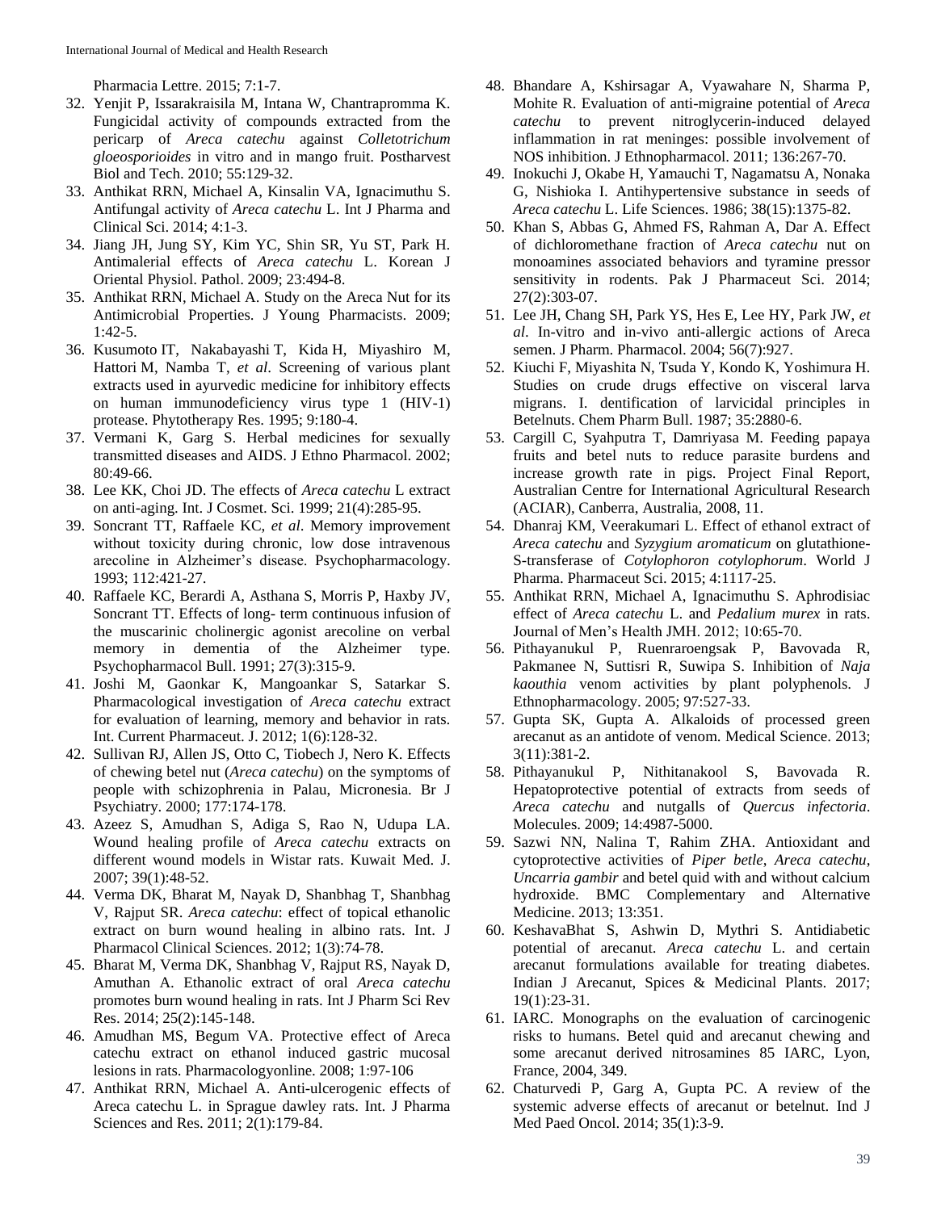Pharmacia Lettre. 2015; 7:1-7.

32. Yenjit P, Issarakraisila M, Intana W, Chantrapromma K. Fungicidal activity of compounds extracted from the pericarp of *Areca catechu* against *Colletotrichum gloeosporioides* in vitro and in mango fruit. Postharvest Biol and Tech. 2010; 55:129-32.
33. Anthikat RRN, Michael A, Kinsalin VA, Ignacimuthu S. Antifungal activity of *Areca catechu* L. Int J Pharma and Clinical Sci. 2014; 4:1-3.
34. Jiang JH, Jung SY, Kim YC, Shin SR, Yu ST, Park H. Antimalerial effects of *Areca catechu* L. Korean J Oriental Physiol. Pathol. 2009; 23:494-8.
35. Anthikat RRN, Michael A. Study on the Areca Nut for its Antimicrobial Properties. J Young Pharmacists. 2009; 1:42-5.
36. Kusumoto IT, Nakabayashi T, Kida H, Miyashiro M, Hattori M, Namba T, *et al*. Screening of various plant extracts used in ayurvedic medicine for inhibitory effects on human immunodeficiency virus type 1 (HIV-1) protease. Phytotherapy Res. 1995; 9:180-4.
37. Vermani K, Garg S. Herbal medicines for sexually transmitted diseases and AIDS. J Ethno Pharmacol. 2002; 80:49-66.
38. Lee KK, Choi JD. The effects of *Areca catechu* L extract on anti-aging. Int. J Cosmet. Sci. 1999; 21(4):285-95.
39. Soncrant TT, Raffaele KC, *et al*. Memory improvement without toxicity during chronic, low dose intravenous arecoline in Alzheimer's disease. Psychopharmacology. 1993; 112:421-27.
40. Raffaele KC, Berardi A, Asthana S, Morris P, Haxby JV, Soncrant TT. Effects of long- term continuous infusion of the muscarinic cholinergic agonist arecoline on verbal memory in dementia of the Alzheimer type. Psychopharmacol Bull. 1991; 27(3):315-9.
41. Joshi M, Gaonkar K, Mangoankar S, Satarkar S. Pharmacological investigation of *Areca catechu* extract for evaluation of learning, memory and behavior in rats. Int. Current Pharmaceut. J. 2012; 1(6):128-32.
42. Sullivan RJ, Allen JS, Otto C, Tiobech J, Nero K. Effects of chewing betel nut (*Areca catechu*) on the symptoms of people with schizophrenia in Palau, Micronesia. Br J Psychiatry. 2000; 177:174-178.
43. Azeez S, Amudhan S, Adiga S, Rao N, Udupa LA. Wound healing profile of *Areca catechu* extracts on different wound models in Wistar rats. Kuwait Med. J. 2007; 39(1):48-52.
44. Verma DK, Bharat M, Nayak D, Shanbhag T, Shanbhag V, Rajput SR. *Areca catechu*: effect of topical ethanolic extract on burn wound healing in albino rats. Int. J Pharmacol Clinical Sciences. 2012; 1(3):74-78.
45. Bharat M, Verma DK, Shanbhag V, Rajput RS, Nayak D, Amuthan A. Ethanolic extract of oral *Areca catechu* promotes burn wound healing in rats. Int J Pharm Sci Rev Res. 2014; 25(2):145-148.
46. Amudhan MS, Begum VA. Protective effect of Areca catechu extract on ethanol induced gastric mucosal lesions in rats. Pharmacologyonline. 2008; 1:97-106
47. Anthikat RRN, Michael A. Anti-ulcerogenic effects of Areca catechu L. in Sprague dawley rats. Int. J Pharma Sciences and Res. 2011; 2(1):179-84.
48. Bhandare A, Kshirsagar A, Vyawahare N, Sharma P, Mohite R. Evaluation of anti-migraine potential of *Areca catechu* to prevent nitroglycerin-induced delayed inflammation in rat meninges: possible involvement of NOS inhibition. J Ethnopharmacol. 2011; 136:267-70.
49. Inokuchi J, Okabe H, Yamauchi T, Nagamatsu A, Nonaka G, Nishioka I. Antihypertensive substance in seeds of *Areca catechu* L. Life Sciences. 1986; 38(15):1375-82.
50. Khan S, Abbas G, Ahmed FS, Rahman A, Dar A. Effect of dichloromethane fraction of *Areca catechu* nut on monoamines associated behaviors and tyramine pressor sensitivity in rodents. Pak J Pharmaceut Sci. 2014; 27(2):303-07.
51. Lee JH, Chang SH, Park YS, Hes E, Lee HY, Park JW, *et al*. In-vitro and in-vivo anti-allergic actions of Areca semen. J Pharm. Pharmacol. 2004; 56(7):927.
52. Kiuchi F, Miyashita N, Tsuda Y, Kondo K, Yoshimura H. Studies on crude drugs effective on visceral larva migrans. I. dentification of larvicidal principles in Betelnuts. Chem Pharm Bull. 1987; 35:2880-6.
53. Cargill C, Syahputra T, Damriyasa M. Feeding papaya fruits and betel nuts to reduce parasite burdens and increase growth rate in pigs. Project Final Report, Australian Centre for International Agricultural Research (ACIAR), Canberra, Australia, 2008, 11.
54. Dhanraj KM, Veerakumari L. Effect of ethanol extract of *Areca catechu* and *Syzygium aromaticum* on glutathione-S-transferase of *Cotylophoron cotylophorum*. World J Pharma. Pharmaceut Sci. 2015; 4:1117-25.
55. Anthikat RRN, Michael A, Ignacimuthu S. Aphrodisiac effect of *Areca catechu* L. and *Pedalium murex* in rats. Journal of Men's Health JMH. 2012; 10:65-70.
56. Pithayanukul P, Ruenraroengsak P, Bavovada R, Pakmanee N, Suttisri R, Suwipa S. Inhibition of *Naja kaouthia* venom activities by plant polyphenols. J Ethnopharmacology. 2005; 97:527-33.
57. Gupta SK, Gupta A. Alkaloids of processed green arecanut as an antidote of venom. Medical Science. 2013; 3(11):381-2.
58. Pithayanukul P, Nithitanakool S, Bavovada R. Hepatoprotective potential of extracts from seeds of *Areca catechu* and nutgalls of *Quercus infectoria*. Molecules. 2009; 14:4987-5000.
59. Sazwi NN, Nalina T, Rahim ZHA. Antioxidant and cytoprotective activities of *Piper betle*, *Areca catechu*, *Uncarria gambir* and betel quid with and without calcium hydroxide. BMC Complementary and Alternative Medicine. 2013; 13:351.
60. KeshavaBhat S, Ashwin D, Mythri S. Antidiabetic potential of arecanut. *Areca catechu* L. and certain arecanut formulations available for treating diabetes. Indian J Arecanut, Spices & Medicinal Plants. 2017; 19(1):23-31.
61. IARC. Monographs on the evaluation of carcinogenic risks to humans. Betel quid and arecanut chewing and some arecanut derived nitrosamines 85 IARC, Lyon, France, 2004, 349.
62. Chaturvedi P, Garg A, Gupta PC. A review of the systemic adverse effects of arecanut or betelnut. Ind J Med Paed Oncol. 2014; 35(1):3-9.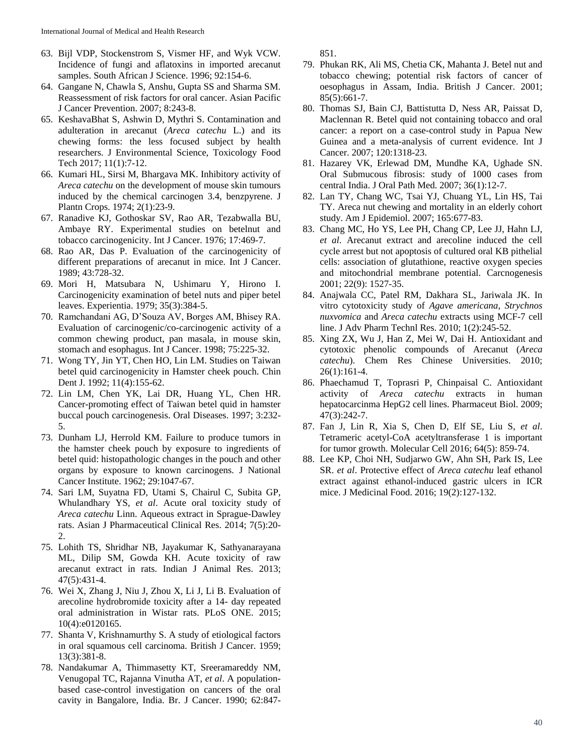63. Bijl VDP, Stockenstrom S, Vismer HF, and Wyk VCW. Incidence of fungi and aflatoxins in imported arecanut samples. South African J Science. 1996; 92:154-6.
64. Gangane N, Chawla S, Anshu, Gupta SS and Sharma SM. Reassessment of risk factors for oral cancer. Asian Pacific J Cancer Prevention. 2007; 8:243-8.
65. KeshavaBhat S, Ashwin D, Mythri S. Contamination and adulteration in arecanut (*Areca catechu* L.) and its chewing forms: the less focused subject by health researchers. J Environmental Science, Toxicology Food Tech 2017; 11(1):7-12.
66. Kumari HL, Sirsi M, Bhargava MK. Inhibitory activity of *Areca catechu* on the development of mouse skin tumours induced by the chemical carcinogen 3.4, benzpyrene. J Plantn Crops. 1974; 2(1):23-9.
67. Ranadive KJ, Gothoskar SV, Rao AR, Tezabwalla BU, Ambaye RY. Experimental studies on betelnut and tobacco carcinogenicity. Int J Cancer. 1976; 17:469-7.
68. Rao AR, Das P. Evaluation of the carcinogenicity of different preparations of arecanut in mice. Int J Cancer. 1989; 43:728-32.
69. Mori H, Matsubara N, Ushimaru Y, Hirono I. Carcinogenicity examination of betel nuts and piper betel leaves. Experientia. 1979; 35(3):384-5.
70. Ramchandani AG, D'Souza AV, Borges AM, Bhisey RA. Evaluation of carcinogenic/co-carcinogenic activity of a common chewing product, pan masala, in mouse skin, stomach and esophagus. Int J Cancer. 1998; 75:225-32.
71. Wong TY, Jin YT, Chen HO, Lin LM. Studies on Taiwan betel quid carcinogenicity in Hamster cheek pouch. Chin Dent J. 1992; 11(4):155-62.
72. Lin LM, Chen YK, Lai DR, Huang YL, Chen HR. Cancer-promoting effect of Taiwan betel quid in hamster buccal pouch carcinogenesis. Oral Diseases. 1997; 3:232-5.
73. Dunham LJ, Herrold KM. Failure to produce tumors in the hamster cheek pouch by exposure to ingredients of betel quid: histopathologic changes in the pouch and other organs by exposure to known carcinogens. J National Cancer Institute. 1962; 29:1047-67.
74. Sari LM, Suyatna FD, Utami S, Chairul C, Subita GP, Whulandhary YS, *et al*. Acute oral toxicity study of *Areca catechu* Linn. Aqueous extract in Sprague-Dawley rats. Asian J Pharmaceutical Clinical Res. 2014; 7(5):20-2.
75. Lohith TS, Shridhar NB, Jayakumar K, Sathyanarayana ML, Dilip SM, Gowda KH. Acute toxicity of raw arecanut extract in rats. Indian J Animal Res. 2013; 47(5):431-4.
76. Wei X, Zhang J, Niu J, Zhou X, Li J, Li B. Evaluation of arecoline hydrobromide toxicity after a 14- day repeated oral administration in Wistar rats. PLoS ONE. 2015; 10(4):e0120165.
77. Shanta V, Krishnamurthy S. A study of etiological factors in oral squamous cell carcinoma. British J Cancer. 1959; 13(3):381-8.
78. Nandakumar A, Thimmasetty KT, Sreeramareddy NM, Venugopal TC, Rajanna Vinutha AT, *et al*. A population-based case-control investigation on cancers of the oral cavity in Bangalore, India. Br. J Cancer. 1990; 62:847-851.
79. Phukan RK, Ali MS, Chetia CK, Mahanta J. Betel nut and tobacco chewing; potential risk factors of cancer of oesophagus in Assam, India. British J Cancer. 2001; 85(5):661-7.
80. Thomas SJ, Bain CJ, Battistutta D, Ness AR, Paissat D, Maclennan R. Betel quid not containing tobacco and oral cancer: a report on a case-control study in Papua New Guinea and a meta-analysis of current evidence. Int J Cancer. 2007; 120:1318-23.
81. Hazarey VK, Erlewad DM, Mundhe KA, Ughade SN. Oral Submucous fibrosis: study of 1000 cases from central India. J Oral Path Med. 2007; 36(1):12-7.
82. Lan TY, Chang WC, Tsai YJ, Chuang YL, Lin HS, Tai TY. Areca nut chewing and mortality in an elderly cohort study. Am J Epidemiol. 2007; 165:677-83.
83. Chang MC, Ho YS, Lee PH, Chang CP, Lee JJ, Hahn LJ, *et al*. Arecanut extract and arecoline induced the cell cycle arrest but not apoptosis of cultured oral KB pithelial cells: association of glutathione, reactive oxygen species and mitochondrial membrane potential. Carcnogenesis 2001; 22(9): 1527-35.
84. Anajwala CC, Patel RM, Dakhara SL, Jariwala JK. In vitro cytotoxicity study of *Agave americana*, *Strychnos nuxvomica* and *Areca catechu* extracts using MCF-7 cell line. J Adv Pharm Technl Res. 2010; 1(2):245-52.
85. Xing ZX, Wu J, Han Z, Mei W, Dai H. Antioxidant and cytotoxic phenolic compounds of Arecanut (*Areca catechu*). Chem Res Chinese Universities. 2010; 26(1):161-4.
86. Phaechamud T, Toprasri P, Chinpaisal C. Antioxidant activity of *Areca catechu* extracts in human hepatocarcinma HepG2 cell lines. Pharmaceut Biol. 2009; 47(3):242-7.
87. Fan J, Lin R, Xia S, Chen D, Elf SE, Liu S, *et al*. Tetrameric acetyl-CoA acetyltransferase 1 is important for tumor growth. Molecular Cell 2016; 64(5): 859-74.
88. Lee KP, Choi NH, Sudjarwo GW, Ahn SH, Park IS, Lee SR. *et al*. Protective effect of *Areca catechu* leaf ethanol extract against ethanol-induced gastric ulcers in ICR mice. J Medicinal Food. 2016; 19(2):127-132.